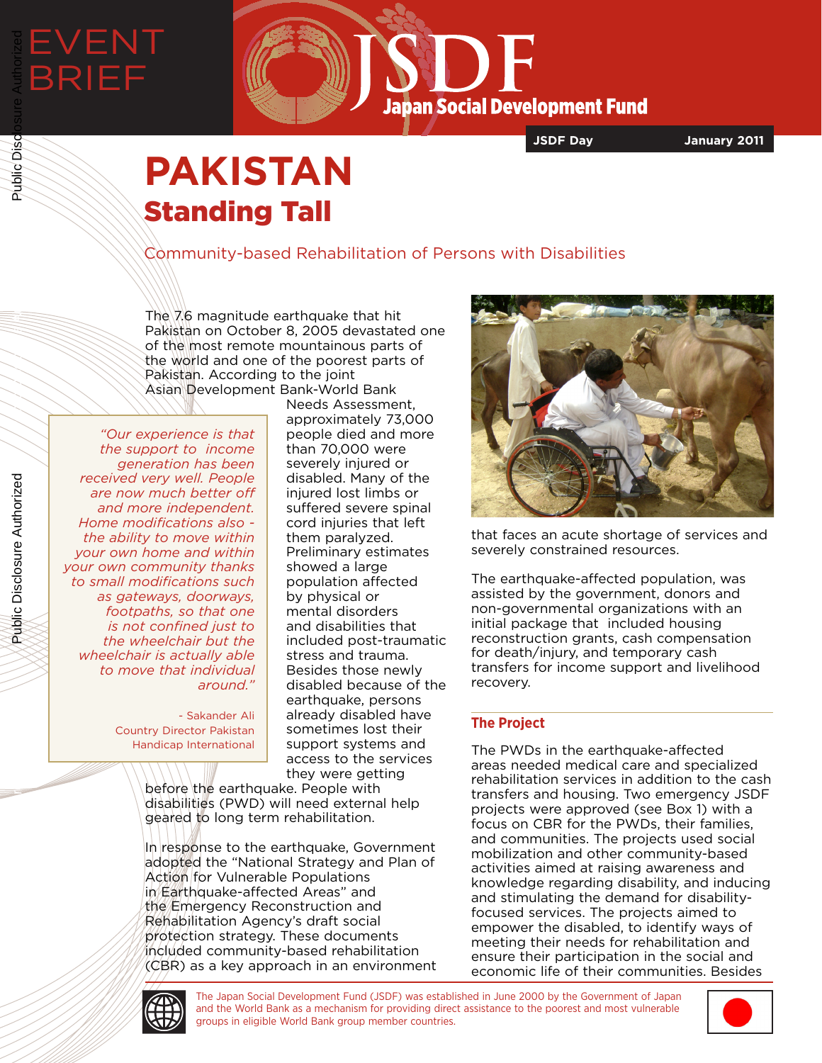EVENT BRIEF

JSDF Japan Social Development Fund

JSDF Day — January 2011

# PAKISTAN
## Standing Tall

Community-based Rehabilitation of Persons with Disabilities

The 7.6 magnitude earthquake that hit Pakistan on October 8, 2005 devastated one of the most remote mountainous parts of the world and one of the poorest parts of Pakistan. According to the joint Asian Development Bank-World Bank Needs Assessment, approximately 73,000 people died and more than 70,000 were severely injured or disabled. Many of the injured lost limbs or suffered severe spinal cord injuries that left them paralyzed. Preliminary estimates showed a large population affected by physical or mental disorders and disabilities that included post-traumatic stress and trauma. Besides those newly disabled because of the earthquake, persons already disabled have sometimes lost their support systems and access to the services they were getting before the earthquake. People with disabilities (PWD) will need external help geared to long term rehabilitation.

> *"Our experience is that the support to income generation has been received very well. People are now much better off and more independent. Home modifications also - the ability to move within your own home and within your own community thanks to small modifications such as gateways, doorways, footpaths, so that one is not confined just to the wheelchair but the wheelchair is actually able to move that individual around."*
>
> \- Sakander Ali
> Country Director Pakistan
> Handicap International

In response to the earthquake, Government adopted the "National Strategy and Plan of Action for Vulnerable Populations in Earthquake-affected Areas" and the Emergency Reconstruction and Rehabilitation Agency's draft social protection strategy. These documents included community-based rehabilitation (CBR) as a key approach in an environment that faces an acute shortage of services and severely constrained resources.

The earthquake-affected population, was assisted by the government, donors and non-governmental organizations with an initial package that included housing reconstruction grants, cash compensation for death/injury, and temporary cash transfers for income support and livelihood recovery.

### The Project

The PWDs in the earthquake-affected areas needed medical care and specialized rehabilitation services in addition to the cash transfers and housing. Two emergency JSDF projects were approved (see Box 1) with a focus on CBR for the PWDs, their families, and communities. The projects used social mobilization and other community-based activities aimed at raising awareness and knowledge regarding disability, and inducing and stimulating the demand for disability-focused services. The projects aimed to empower the disabled, to identify ways of meeting their needs for rehabilitation and ensure their participation in the social and economic life of their communities. Besides

The Japan Social Development Fund (JSDF) was established in June 2000 by the Government of Japan and the World Bank as a mechanism for providing direct assistance to the poorest and most vulnerable groups in eligible World Bank group member countries.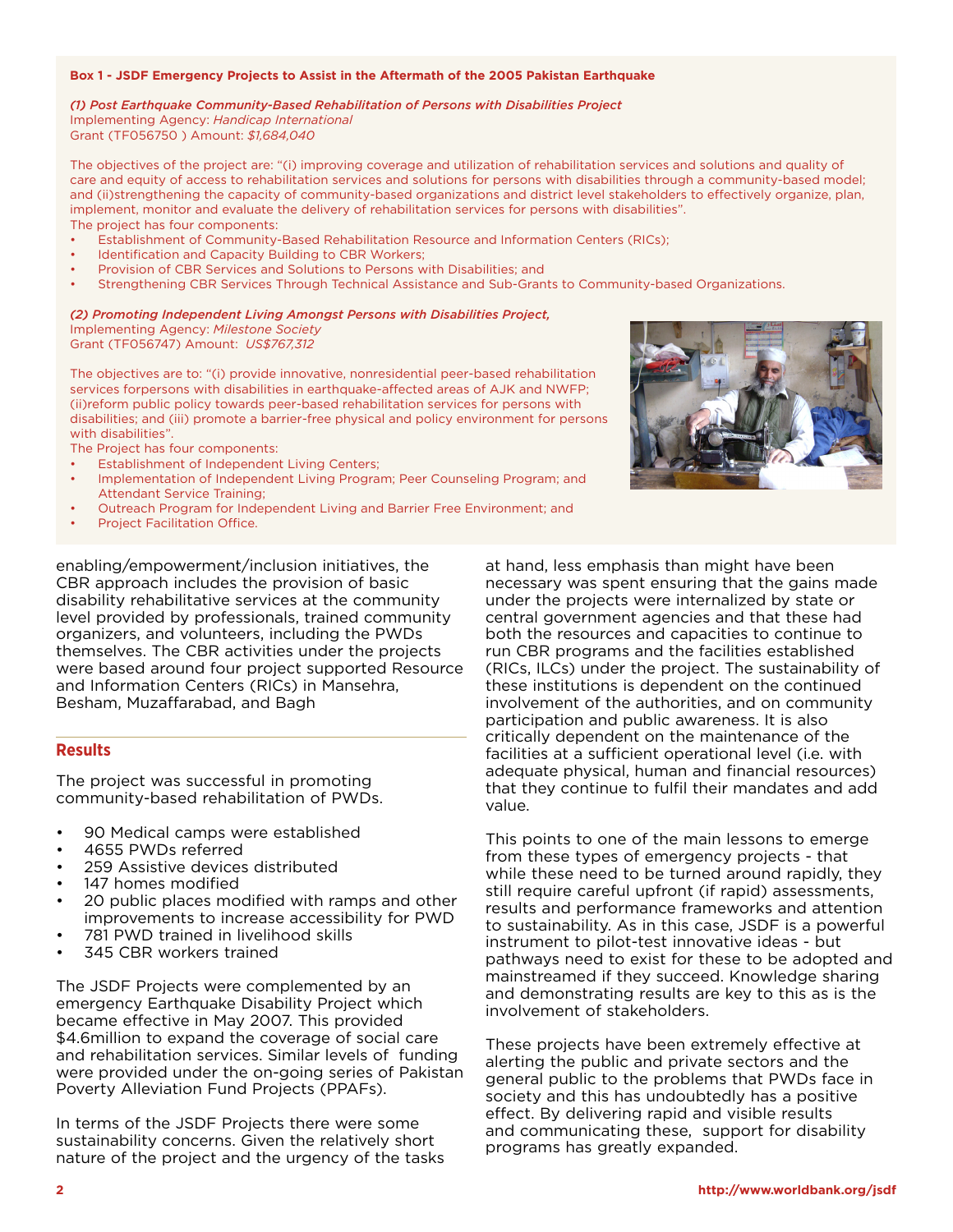**Box 1 - JSDF Emergency Projects to Assist in the Aftermath of the 2005 Pakistan Earthquake**

***(1) Post Earthquake Community-Based Rehabilitation of Persons with Disabilities Project***
Implementing Agency: *Handicap International*
Grant (TF056750 ) Amount: *$1,684,040*

The objectives of the project are: "(i) improving coverage and utilization of rehabilitation services and solutions and quality of care and equity of access to rehabilitation services and solutions for persons with disabilities through a community-based model; and (ii)strengthening the capacity of community-based organizations and district level stakeholders to effectively organize, plan, implement, monitor and evaluate the delivery of rehabilitation services for persons with disabilities".
The project has four components:

- Establishment of Community-Based Rehabilitation Resource and Information Centers (RICs);
- Identification and Capacity Building to CBR Workers;
- Provision of CBR Services and Solutions to Persons with Disabilities; and
- Strengthening CBR Services Through Technical Assistance and Sub-Grants to Community-based Organizations.

***(2) Promoting Independent Living Amongst Persons with Disabilities Project,***
Implementing Agency: *Milestone Society*
Grant (TF056747) Amount: *US$767,312*

The objectives are to: "(i) provide innovative, nonresidential peer-based rehabilitation services forpersons with disabilities in earthquake-affected areas of AJK and NWFP; (ii)reform public policy towards peer-based rehabilitation services for persons with disabilities; and (iii) promote a barrier-free physical and policy environment for persons with disabilities".
The Project has four components:

- Establishment of Independent Living Centers;
- Implementation of Independent Living Program; Peer Counseling Program; and Attendant Service Training;
- Outreach Program for Independent Living and Barrier Free Environment; and
- Project Facilitation Office.

enabling/empowerment/inclusion initiatives, the CBR approach includes the provision of basic disability rehabilitative services at the community level provided by professionals, trained community organizers, and volunteers, including the PWDs themselves. The CBR activities under the projects were based around four project supported Resource and Information Centers (RICs) in Mansehra, Besham, Muzaffarabad, and Bagh

## Results

The project was successful in promoting community-based rehabilitation of PWDs.

- 90 Medical camps were established
- 4655 PWDs referred
- 259 Assistive devices distributed
- 147 homes modified
- 20 public places modified with ramps and other improvements to increase accessibility for PWD
- 781 PWD trained in livelihood skills
- 345 CBR workers trained

The JSDF Projects were complemented by an emergency Earthquake Disability Project which became effective in May 2007. This provided $4.6million to expand the coverage of social care and rehabilitation services. Similar levels of funding were provided under the on-going series of Pakistan Poverty Alleviation Fund Projects (PPAFs).

In terms of the JSDF Projects there were some sustainability concerns. Given the relatively short nature of the project and the urgency of the tasks at hand, less emphasis than might have been necessary was spent ensuring that the gains made under the projects were internalized by state or central government agencies and that these had both the resources and capacities to continue to run CBR programs and the facilities established (RICs, ILCs) under the project. The sustainability of these institutions is dependent on the continued involvement of the authorities, and on community participation and public awareness. It is also critically dependent on the maintenance of the facilities at a sufficient operational level (i.e. with adequate physical, human and financial resources) that they continue to fulfil their mandates and add value.

This points to one of the main lessons to emerge from these types of emergency projects - that while these need to be turned around rapidly, they still require careful upfront (if rapid) assessments, results and performance frameworks and attention to sustainability. As in this case, JSDF is a powerful instrument to pilot-test innovative ideas - but pathways need to exist for these to be adopted and mainstreamed if they succeed. Knowledge sharing and demonstrating results are key to this as is the involvement of stakeholders.

These projects have been extremely effective at alerting the public and private sectors and the general public to the problems that PWDs face in society and this has undoubtedly has a positive effect. By delivering rapid and visible results and communicating these, support for disability programs has greatly expanded.